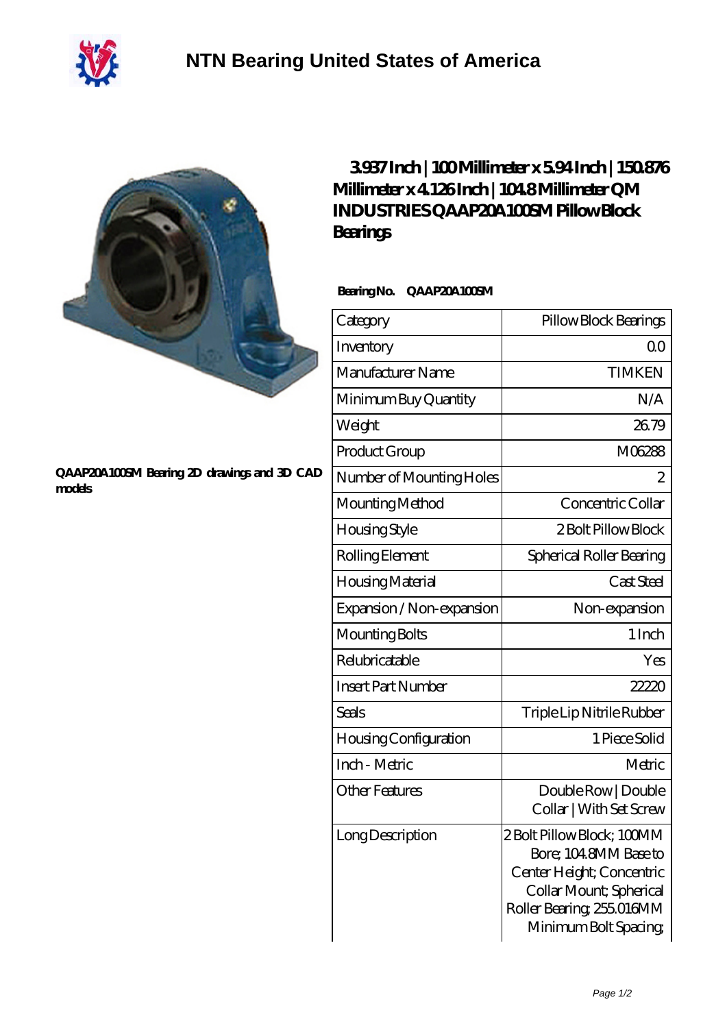# NTN Bearing United States of America

QAAP20A100SM Bearing 2D drawings and 3D CAD models

## 3.937 Inch | 100 Millimeter x 5.94 Inch | 150.876 Millimeter x 4.126 Inch | 104.8 Millimeter QM INDUSTRIES QAAP20A100SM Pillow Block Bearings

**Bearing No.** QAAP20A100SM

| Category | Pillow Block Bearings |
|---|---|
| Inventory | 0.0 |
| Manufacturer Name | TIMKEN |
| Minimum Buy Quantity | N/A |
| Weight | 26.79 |
| Product Group | M06288 |
| Number of Mounting Holes | 2 |
| Mounting Method | Concentric Collar |
| Housing Style | 2 Bolt Pillow Block |
| Rolling Element | Spherical Roller Bearing |
| Housing Material | Cast Steel |
| Expansion / Non-expansion | Non-expansion |
| Mounting Bolts | 1 Inch |
| Relubricatable | Yes |
| Insert Part Number | 22220 |
| Seals | Triple Lip Nitrile Rubber |
| Housing Configuration | 1 Piece Solid |
| Inch - Metric | Metric |
| Other Features | Double Row \| Double Collar \| With Set Screw |
| Long Description | 2 Bolt Pillow Block; 100MM Bore; 104.8MM Base to Center Height; Concentric Collar Mount; Spherical Roller Bearing; 255.016MM Minimum Bolt Spacing; |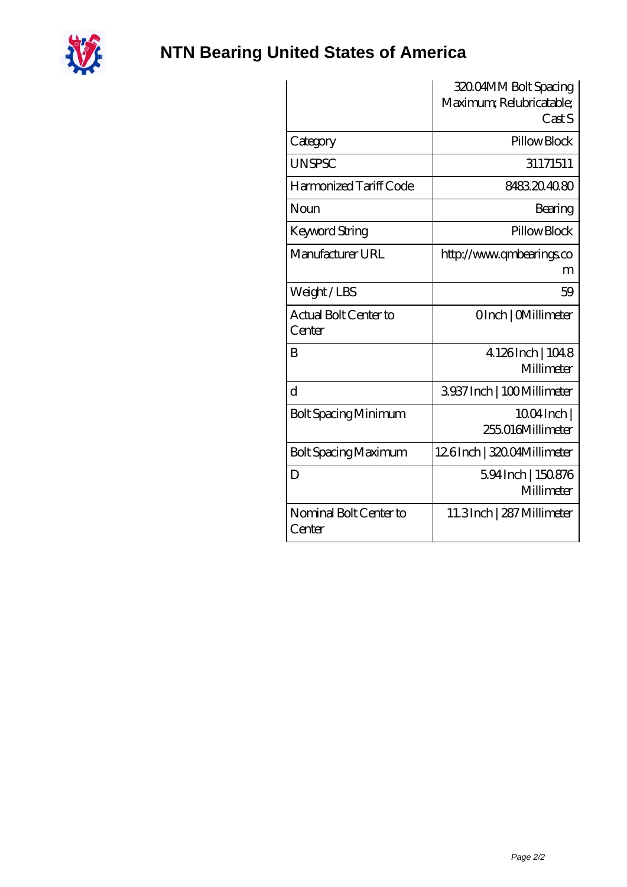| | |
|---|---|
| | 320.04MM Bolt Spacing Maximum; Relubricatable; Cast S |
| Category | Pillow Block |
| UNSPSC | 31171511 |
| Harmonized Tariff Code | 8483.20.40.80 |
| Noun | Bearing |
| Keyword String | Pillow Block |
| Manufacturer URL | http://www.qmbearings.com |
| Weight / LBS | 59 |
| Actual Bolt Center to Center | 0 Inch \| 0 Millimeter |
| B | 4.126 Inch \| 104.8 Millimeter |
| d | 3.937 Inch \| 100 Millimeter |
| Bolt Spacing Minimum | 10.04 Inch \| 255.016 Millimeter |
| Bolt Spacing Maximum | 12.6 Inch \| 320.04 Millimeter |
| D | 5.94 Inch \| 150.876 Millimeter |
| Nominal Bolt Center to Center | 11.3 Inch \| 287 Millimeter |